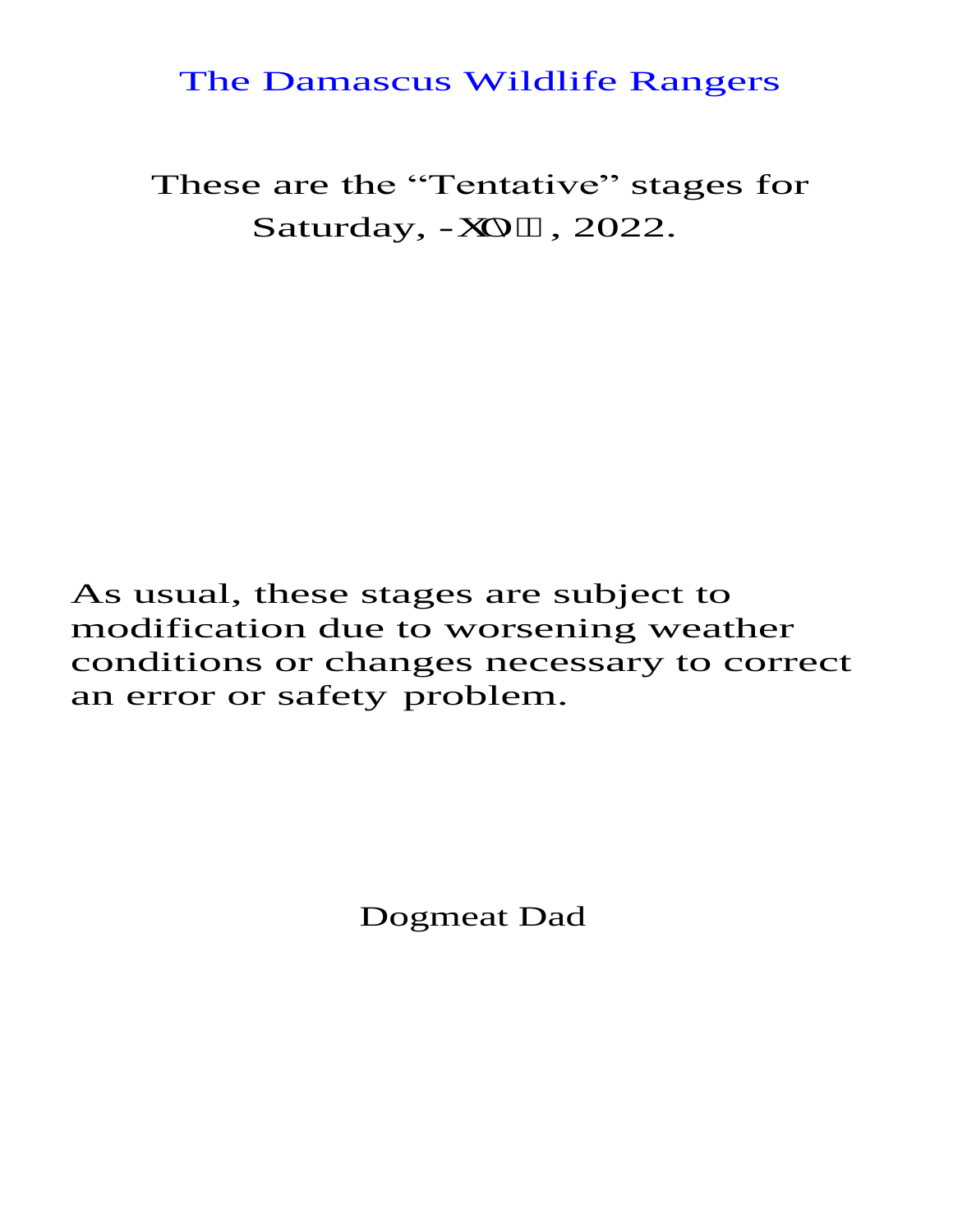# The Damascus Wildlife Rangers

These are the "Tentative" stages for Saturday, -XO, 2022.

As usual, these stages are subject to modification due to worsening weather conditions or changes necessary to correct an error or safety problem.

Dogmeat Dad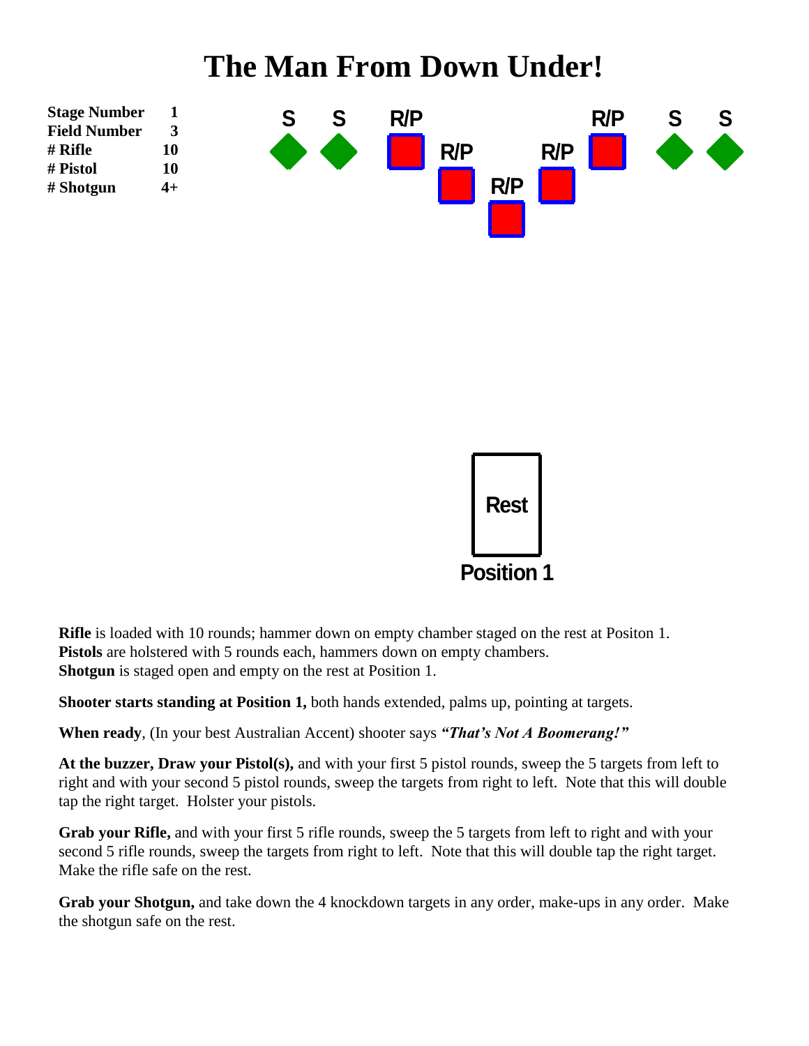# The Man From Down Under!

| | |
|---|---|
| **Stage Number** | **1** |
| **Field Number** | **3** |
| **# Rifle** | **10** |
| **# Pistol** | **10** |
| **# Shotgun** | **4+** |

S S R/P R/P R/P R/P R/P S S

Rest

Position 1

**Rifle** is loaded with 10 rounds; hammer down on empty chamber staged on the rest at Positon 1.
**Pistols** are holstered with 5 rounds each, hammers down on empty chambers.
**Shotgun** is staged open and empty on the rest at Position 1.

**Shooter starts standing at Position 1,** both hands extended, palms up, pointing at targets.

**When ready**, (In your best Australian Accent) shooter says ***"That's Not A Boomerang!"***

**At the buzzer, Draw your Pistol(s),** and with your first 5 pistol rounds, sweep the 5 targets from left to right and with your second 5 pistol rounds, sweep the targets from right to left. Note that this will double tap the right target. Holster your pistols.

**Grab your Rifle,** and with your first 5 rifle rounds, sweep the 5 targets from left to right and with your second 5 rifle rounds, sweep the targets from right to left. Note that this will double tap the right target. Make the rifle safe on the rest.

**Grab your Shotgun,** and take down the 4 knockdown targets in any order, make-ups in any order. Make the shotgun safe on the rest.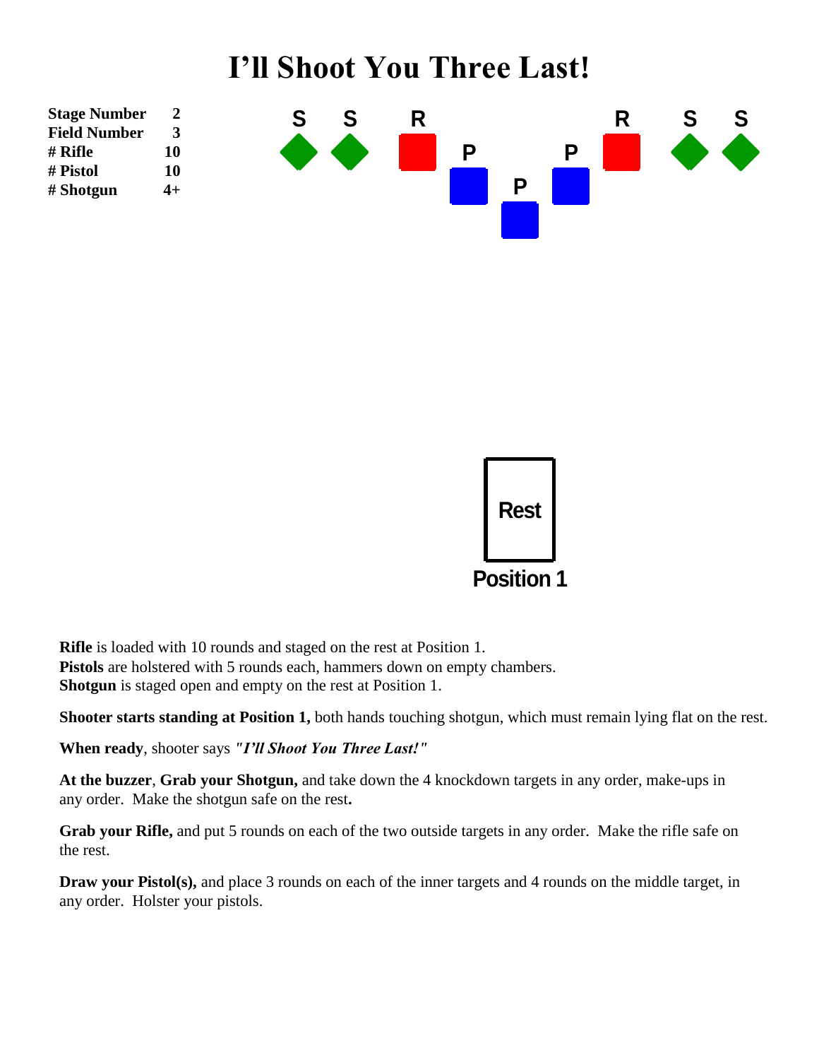# I'll Shoot You Three Last!

| | |
|---|---|
| **Stage Number** | **2** |
| **Field Number** | **3** |
| **# Rifle** | **10** |
| **# Pistol** | **10** |
| **# Shotgun** | **4+** |

S S R P P P R S S

Rest

Position 1

**Rifle** is loaded with 10 rounds and staged on the rest at Position 1.
**Pistols** are holstered with 5 rounds each, hammers down on empty chambers.
**Shotgun** is staged open and empty on the rest at Position 1.

**Shooter starts standing at Position 1,** both hands touching shotgun, which must remain lying flat on the rest.

**When ready**, shooter says ***"I'll Shoot You Three Last!"***

**At the buzzer**, **Grab your Shotgun,** and take down the 4 knockdown targets in any order, make-ups in any order. Make the shotgun safe on the rest**.**

**Grab your Rifle,** and put 5 rounds on each of the two outside targets in any order. Make the rifle safe on the rest.

**Draw your Pistol(s),** and place 3 rounds on each of the inner targets and 4 rounds on the middle target, in any order. Holster your pistols.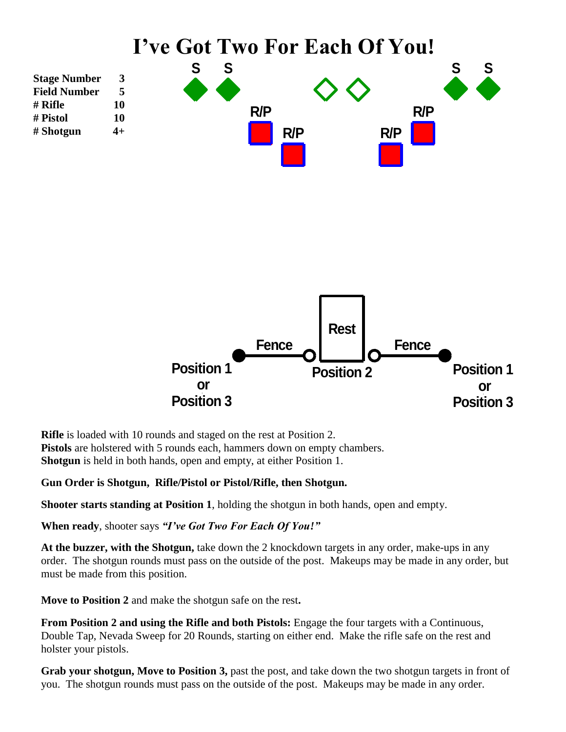# I've Got Two For Each Of You!

| | |
|---|---|
| **Stage Number** | **3** |
| **Field Number** | **5** |
| **# Rifle** | **10** |
| **# Pistol** | **10** |
| **# Shotgun** | **4+** |

S S S S

R/P R/P R/P R/P

Rest

Fence Fence

Position 1 or Position 3 Position 2 Position 1 or Position 3

**Rifle** is loaded with 10 rounds and staged on the rest at Position 2.
**Pistols** are holstered with 5 rounds each, hammers down on empty chambers.
**Shotgun** is held in both hands, open and empty, at either Position 1.

**Gun Order is Shotgun, Rifle/Pistol or Pistol/Rifle, then Shotgun.**

**Shooter starts standing at Position 1**, holding the shotgun in both hands, open and empty.

**When ready**, shooter says ***"I've Got Two For Each Of You!"***

**At the buzzer, with the Shotgun,** take down the 2 knockdown targets in any order, make-ups in any order. The shotgun rounds must pass on the outside of the post. Makeups may be made in any order, but must be made from this position.

**Move to Position 2** and make the shotgun safe on the rest**.**

**From Position 2 and using the Rifle and both Pistols:** Engage the four targets with a Continuous, Double Tap, Nevada Sweep for 20 Rounds, starting on either end. Make the rifle safe on the rest and holster your pistols.

**Grab your shotgun, Move to Position 3,** past the post, and take down the two shotgun targets in front of you. The shotgun rounds must pass on the outside of the post. Makeups may be made in any order.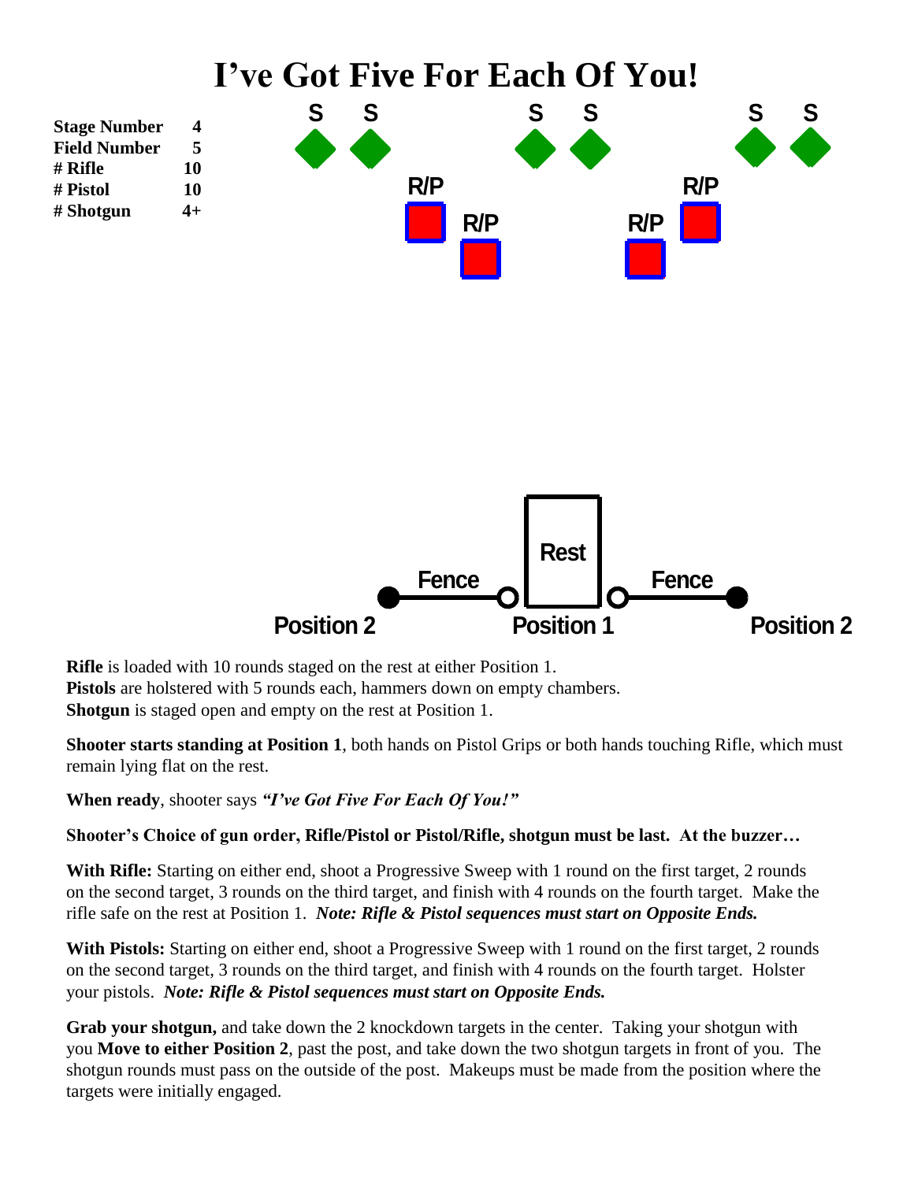# I've Got Five For Each Of You!

| | |
|---|---|
| **Stage Number** | **4** |
| **Field Number** | **5** |
| **# Rifle** | **10** |
| **# Pistol** | **10** |
| **# Shotgun** | **4+** |

S S S S S S

R/P R/P R/P R/P

Rest

Fence Fence

Position 2 Position 1 Position 2

**Rifle** is loaded with 10 rounds staged on the rest at either Position 1.
**Pistols** are holstered with 5 rounds each, hammers down on empty chambers.
**Shotgun** is staged open and empty on the rest at Position 1.

**Shooter starts standing at Position 1**, both hands on Pistol Grips or both hands touching Rifle, which must remain lying flat on the rest.

**When ready**, shooter says ***"I've Got Five For Each Of You!"***

**Shooter's Choice of gun order, Rifle/Pistol or Pistol/Rifle, shotgun must be last. At the buzzer…**

**With Rifle:** Starting on either end, shoot a Progressive Sweep with 1 round on the first target, 2 rounds on the second target, 3 rounds on the third target, and finish with 4 rounds on the fourth target. Make the rifle safe on the rest at Position 1. ***Note: Rifle & Pistol sequences must start on Opposite Ends.***

**With Pistols:** Starting on either end, shoot a Progressive Sweep with 1 round on the first target, 2 rounds on the second target, 3 rounds on the third target, and finish with 4 rounds on the fourth target. Holster your pistols. ***Note: Rifle & Pistol sequences must start on Opposite Ends.***

**Grab your shotgun,** and take down the 2 knockdown targets in the center. Taking your shotgun with you **Move to either Position 2**, past the post, and take down the two shotgun targets in front of you. The shotgun rounds must pass on the outside of the post. Makeups must be made from the position where the targets were initially engaged.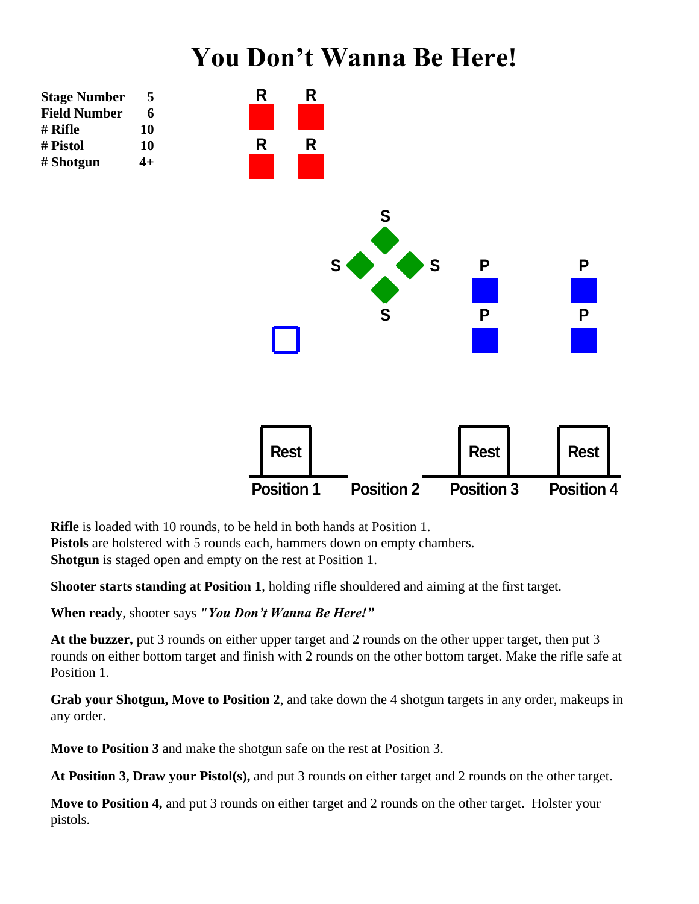# You Don't Wanna Be Here!

| | |
|---|---|
| **Stage Number** | **5** |
| **Field Number** | **6** |
| **# Rifle** | **10** |
| **# Pistol** | **10** |
| **# Shotgun** | **4+** |

R R
R R

S
S S
S

P P
P P

Rest Rest Rest

Position 1 Position 2 Position 3 Position 4

**Rifle** is loaded with 10 rounds, to be held in both hands at Position 1.
**Pistols** are holstered with 5 rounds each, hammers down on empty chambers.
**Shotgun** is staged open and empty on the rest at Position 1.

**Shooter starts standing at Position 1**, holding rifle shouldered and aiming at the first target.

**When ready**, shooter says ***"You Don't Wanna Be Here!"***

**At the buzzer,** put 3 rounds on either upper target and 2 rounds on the other upper target, then put 3 rounds on either bottom target and finish with 2 rounds on the other bottom target. Make the rifle safe at Position 1.

**Grab your Shotgun, Move to Position 2**, and take down the 4 shotgun targets in any order, makeups in any order.

**Move to Position 3** and make the shotgun safe on the rest at Position 3.

**At Position 3, Draw your Pistol(s),** and put 3 rounds on either target and 2 rounds on the other target.

**Move to Position 4,** and put 3 rounds on either target and 2 rounds on the other target. Holster your pistols.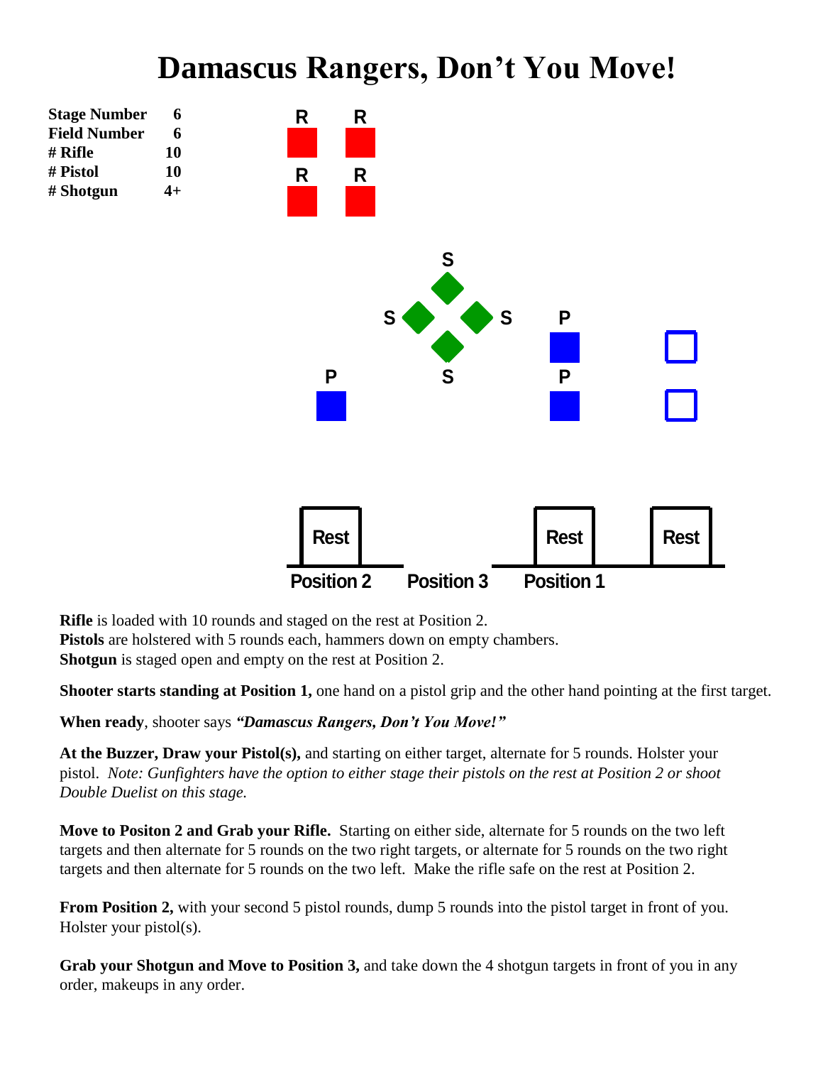# Damascus Rangers, Don't You Move!

| | |
|---|---|
| **Stage Number** | **6** |
| **Field Number** | **6** |
| **# Rifle** | **10** |
| **# Pistol** | **10** |
| **# Shotgun** | **4+** |

R R
R R
S
S S P
P S P

Rest Rest Rest
Position 2 Position 3 Position 1

**Rifle** is loaded with 10 rounds and staged on the rest at Position 2.
**Pistols** are holstered with 5 rounds each, hammers down on empty chambers.
**Shotgun** is staged open and empty on the rest at Position 2.

**Shooter starts standing at Position 1,** one hand on a pistol grip and the other hand pointing at the first target.

**When ready**, shooter says ***"Damascus Rangers, Don't You Move!"***

**At the Buzzer, Draw your Pistol(s),** and starting on either target, alternate for 5 rounds. Holster your pistol. *Note: Gunfighters have the option to either stage their pistols on the rest at Position 2 or shoot Double Duelist on this stage.*

**Move to Positon 2 and Grab your Rifle.** Starting on either side, alternate for 5 rounds on the two left targets and then alternate for 5 rounds on the two right targets, or alternate for 5 rounds on the two right targets and then alternate for 5 rounds on the two left. Make the rifle safe on the rest at Position 2.

**From Position 2,** with your second 5 pistol rounds, dump 5 rounds into the pistol target in front of you. Holster your pistol(s).

**Grab your Shotgun and Move to Position 3,** and take down the 4 shotgun targets in front of you in any order, makeups in any order.